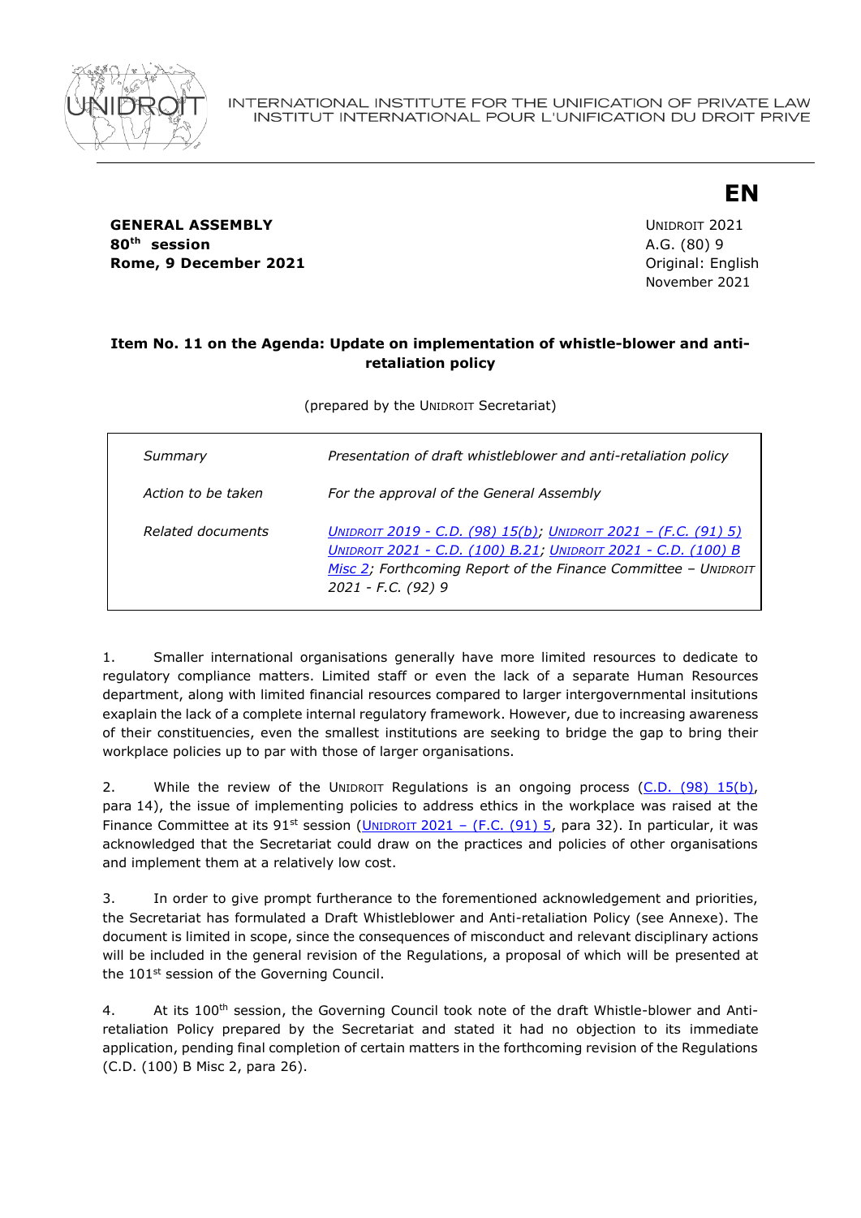INTERNATIONAL INSTITUTE FOR THE UNIFICATION OF PRIVATE LAW
INSTITUT INTERNATIONAL POUR L'UNIFICATION DU DROIT PRIVE

**EN**

**GENERAL ASSEMBLY**
**80th session**
**Rome, 9 December 2021**

UNIDROIT 2021
A.G. (80) 9
Original: English
November 2021

**Item No. 11 on the Agenda: Update on implementation of whistle-blower and anti-retaliation policy**

(prepared by the UNIDROIT Secretariat)

| | |
|---|---|
| *Summary* | *Presentation of draft whistleblower and anti-retaliation policy* |
| *Action to be taken* | *For the approval of the General Assembly* |
| *Related documents* | *UNIDROIT 2019 - C.D. (98) 15(b); UNIDROIT 2021 – (F.C. (91) 5) UNIDROIT 2021 - C.D. (100) B.21; UNIDROIT 2021 - C.D. (100) B Misc 2; Forthcoming Report of the Finance Committee – UNIDROIT 2021 - F.C. (92) 9* |

1. Smaller international organisations generally have more limited resources to dedicate to regulatory compliance matters. Limited staff or even the lack of a separate Human Resources department, along with limited financial resources compared to larger intergovernmental insitutions exaplain the lack of a complete internal regulatory framework. However, due to increasing awareness of their constituencies, even the smallest institutions are seeking to bridge the gap to bring their workplace policies up to par with those of larger organisations.

2. While the review of the UNIDROIT Regulations is an ongoing process (C.D. (98) 15(b), para 14), the issue of implementing policies to address ethics in the workplace was raised at the Finance Committee at its 91st session (UNIDROIT 2021 – (F.C. (91) 5, para 32). In particular, it was acknowledged that the Secretariat could draw on the practices and policies of other organisations and implement them at a relatively low cost.

3. In order to give prompt furtherance to the forementioned acknowledgement and priorities, the Secretariat has formulated a Draft Whistleblower and Anti-retaliation Policy (see Annexe). The document is limited in scope, since the consequences of misconduct and relevant disciplinary actions will be included in the general revision of the Regulations, a proposal of which will be presented at the 101st session of the Governing Council.

4. At its 100th session, the Governing Council took note of the draft Whistle-blower and Anti-retaliation Policy prepared by the Secretariat and stated it had no objection to its immediate application, pending final completion of certain matters in the forthcoming revision of the Regulations (C.D. (100) B Misc 2, para 26).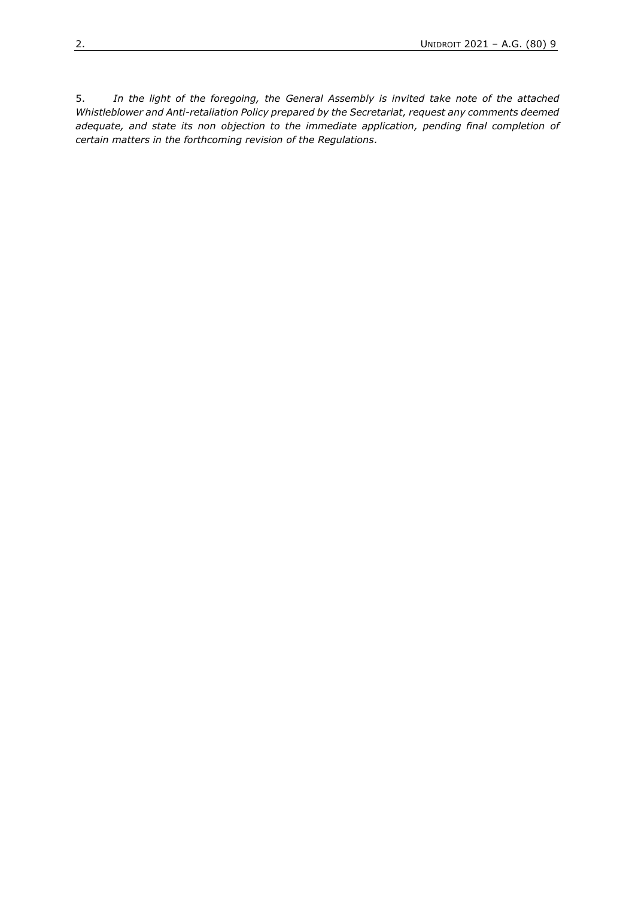5. *In the light of the foregoing, the General Assembly is invited take note of the attached Whistleblower and Anti-retaliation Policy prepared by the Secretariat, request any comments deemed adequate, and state its non objection to the immediate application, pending final completion of certain matters in the forthcoming revision of the Regulations.*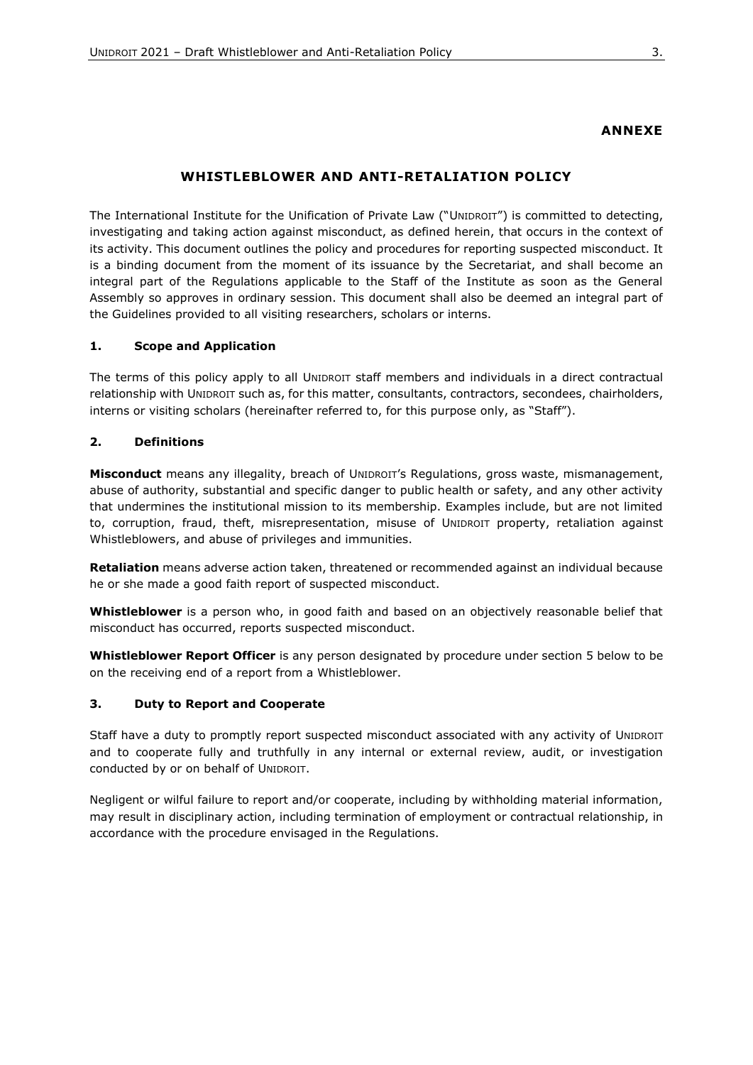**ANNEXE**

# WHISTLEBLOWER AND ANTI-RETALIATION POLICY

The International Institute for the Unification of Private Law ("UNIDROIT") is committed to detecting, investigating and taking action against misconduct, as defined herein, that occurs in the context of its activity. This document outlines the policy and procedures for reporting suspected misconduct. It is a binding document from the moment of its issuance by the Secretariat, and shall become an integral part of the Regulations applicable to the Staff of the Institute as soon as the General Assembly so approves in ordinary session. This document shall also be deemed an integral part of the Guidelines provided to all visiting researchers, scholars or interns.

## 1. Scope and Application

The terms of this policy apply to all UNIDROIT staff members and individuals in a direct contractual relationship with UNIDROIT such as, for this matter, consultants, contractors, secondees, chairholders, interns or visiting scholars (hereinafter referred to, for this purpose only, as "Staff").

## 2. Definitions

**Misconduct** means any illegality, breach of UNIDROIT's Regulations, gross waste, mismanagement, abuse of authority, substantial and specific danger to public health or safety, and any other activity that undermines the institutional mission to its membership. Examples include, but are not limited to, corruption, fraud, theft, misrepresentation, misuse of UNIDROIT property, retaliation against Whistleblowers, and abuse of privileges and immunities.

**Retaliation** means adverse action taken, threatened or recommended against an individual because he or she made a good faith report of suspected misconduct.

**Whistleblower** is a person who, in good faith and based on an objectively reasonable belief that misconduct has occurred, reports suspected misconduct.

**Whistleblower Report Officer** is any person designated by procedure under section 5 below to be on the receiving end of a report from a Whistleblower.

## 3. Duty to Report and Cooperate

Staff have a duty to promptly report suspected misconduct associated with any activity of UNIDROIT and to cooperate fully and truthfully in any internal or external review, audit, or investigation conducted by or on behalf of UNIDROIT.

Negligent or wilful failure to report and/or cooperate, including by withholding material information, may result in disciplinary action, including termination of employment or contractual relationship, in accordance with the procedure envisaged in the Regulations.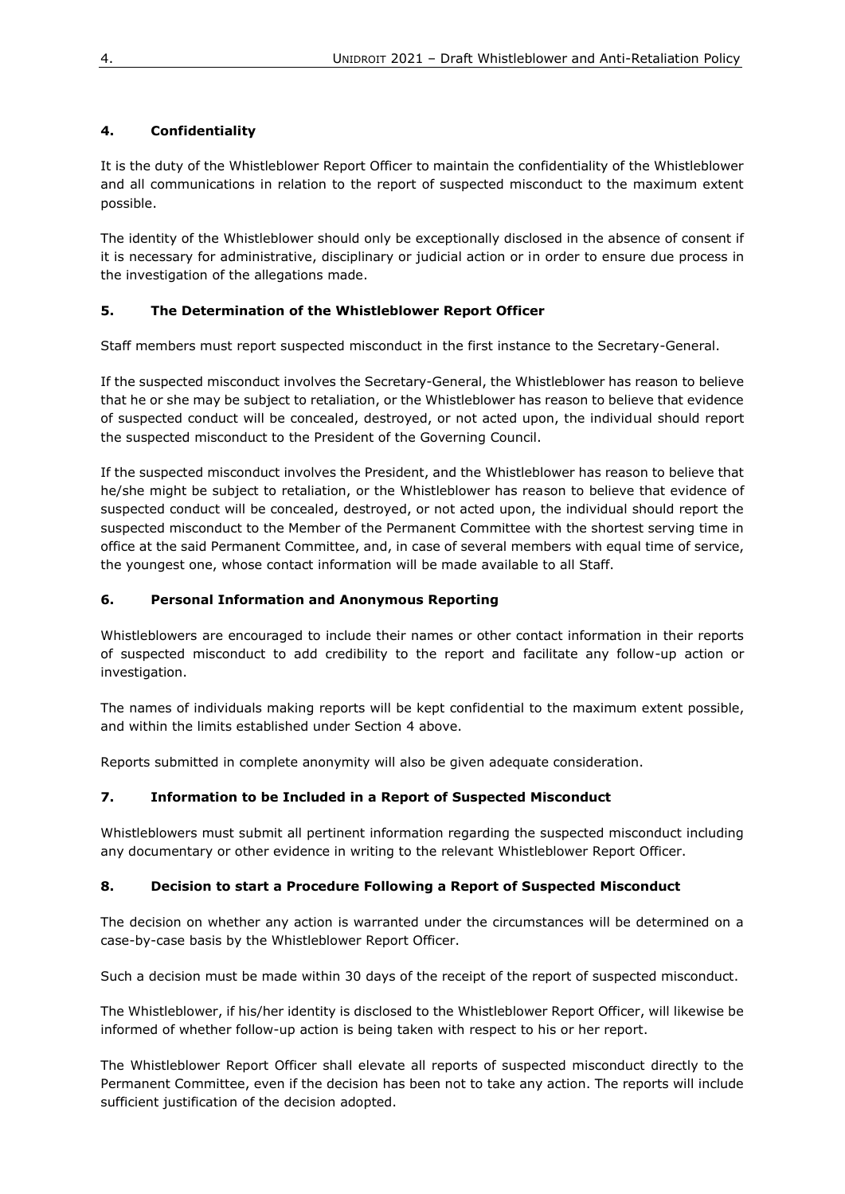## 4. Confidentiality

It is the duty of the Whistleblower Report Officer to maintain the confidentiality of the Whistleblower and all communications in relation to the report of suspected misconduct to the maximum extent possible.

The identity of the Whistleblower should only be exceptionally disclosed in the absence of consent if it is necessary for administrative, disciplinary or judicial action or in order to ensure due process in the investigation of the allegations made.

## 5. The Determination of the Whistleblower Report Officer

Staff members must report suspected misconduct in the first instance to the Secretary-General.

If the suspected misconduct involves the Secretary-General, the Whistleblower has reason to believe that he or she may be subject to retaliation, or the Whistleblower has reason to believe that evidence of suspected conduct will be concealed, destroyed, or not acted upon, the individual should report the suspected misconduct to the President of the Governing Council.

If the suspected misconduct involves the President, and the Whistleblower has reason to believe that he/she might be subject to retaliation, or the Whistleblower has reason to believe that evidence of suspected conduct will be concealed, destroyed, or not acted upon, the individual should report the suspected misconduct to the Member of the Permanent Committee with the shortest serving time in office at the said Permanent Committee, and, in case of several members with equal time of service, the youngest one, whose contact information will be made available to all Staff.

## 6. Personal Information and Anonymous Reporting

Whistleblowers are encouraged to include their names or other contact information in their reports of suspected misconduct to add credibility to the report and facilitate any follow-up action or investigation.

The names of individuals making reports will be kept confidential to the maximum extent possible, and within the limits established under Section 4 above.

Reports submitted in complete anonymity will also be given adequate consideration.

## 7. Information to be Included in a Report of Suspected Misconduct

Whistleblowers must submit all pertinent information regarding the suspected misconduct including any documentary or other evidence in writing to the relevant Whistleblower Report Officer.

## 8. Decision to start a Procedure Following a Report of Suspected Misconduct

The decision on whether any action is warranted under the circumstances will be determined on a case-by-case basis by the Whistleblower Report Officer.

Such a decision must be made within 30 days of the receipt of the report of suspected misconduct.

The Whistleblower, if his/her identity is disclosed to the Whistleblower Report Officer, will likewise be informed of whether follow-up action is being taken with respect to his or her report.

The Whistleblower Report Officer shall elevate all reports of suspected misconduct directly to the Permanent Committee, even if the decision has been not to take any action. The reports will include sufficient justification of the decision adopted.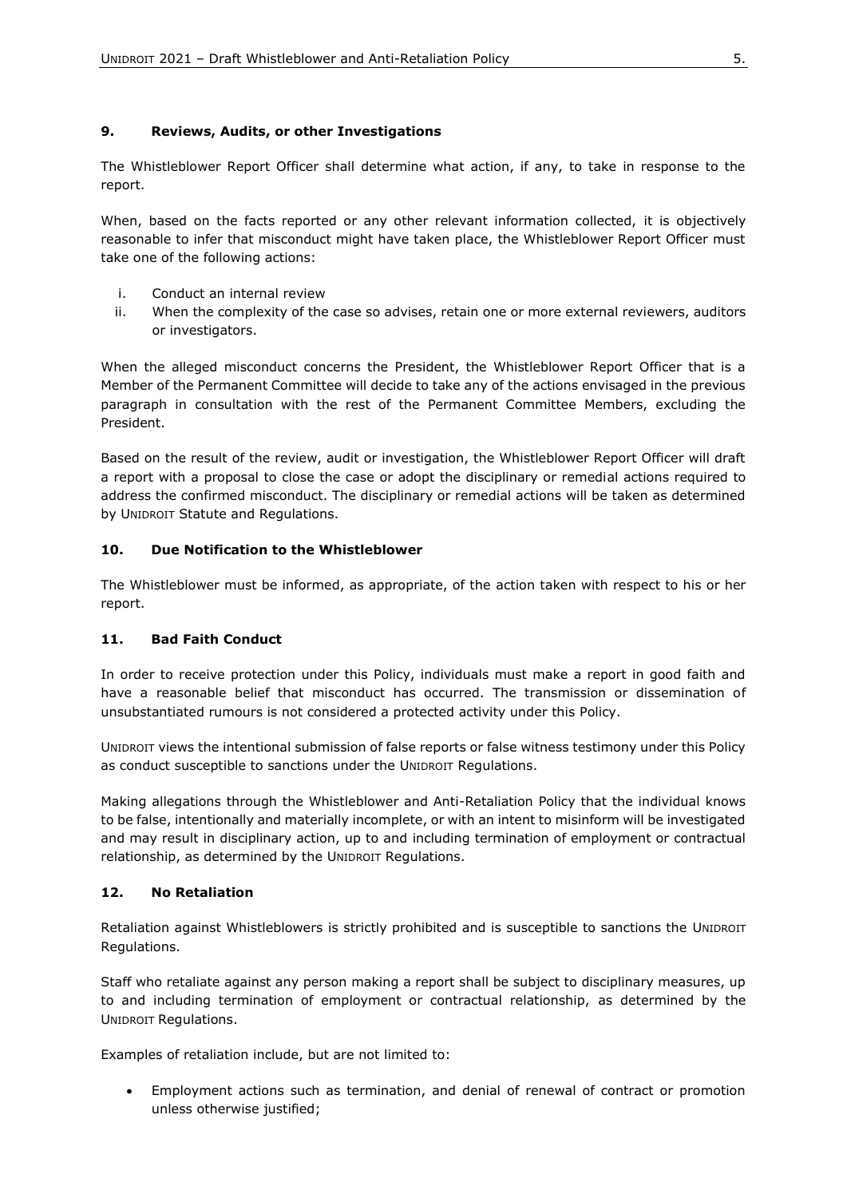## 9. Reviews, Audits, or other Investigations

The Whistleblower Report Officer shall determine what action, if any, to take in response to the report.

When, based on the facts reported or any other relevant information collected, it is objectively reasonable to infer that misconduct might have taken place, the Whistleblower Report Officer must take one of the following actions:

i. Conduct an internal review
ii. When the complexity of the case so advises, retain one or more external reviewers, auditors or investigators.

When the alleged misconduct concerns the President, the Whistleblower Report Officer that is a Member of the Permanent Committee will decide to take any of the actions envisaged in the previous paragraph in consultation with the rest of the Permanent Committee Members, excluding the President.

Based on the result of the review, audit or investigation, the Whistleblower Report Officer will draft a report with a proposal to close the case or adopt the disciplinary or remedial actions required to address the confirmed misconduct. The disciplinary or remedial actions will be taken as determined by UNIDROIT Statute and Regulations.

## 10. Due Notification to the Whistleblower

The Whistleblower must be informed, as appropriate, of the action taken with respect to his or her report.

## 11. Bad Faith Conduct

In order to receive protection under this Policy, individuals must make a report in good faith and have a reasonable belief that misconduct has occurred. The transmission or dissemination of unsubstantiated rumours is not considered a protected activity under this Policy.

UNIDROIT views the intentional submission of false reports or false witness testimony under this Policy as conduct susceptible to sanctions under the UNIDROIT Regulations.

Making allegations through the Whistleblower and Anti-Retaliation Policy that the individual knows to be false, intentionally and materially incomplete, or with an intent to misinform will be investigated and may result in disciplinary action, up to and including termination of employment or contractual relationship, as determined by the UNIDROIT Regulations.

## 12. No Retaliation

Retaliation against Whistleblowers is strictly prohibited and is susceptible to sanctions the UNIDROIT Regulations.

Staff who retaliate against any person making a report shall be subject to disciplinary measures, up to and including termination of employment or contractual relationship, as determined by the UNIDROIT Regulations.

Examples of retaliation include, but are not limited to:

- Employment actions such as termination, and denial of renewal of contract or promotion unless otherwise justified;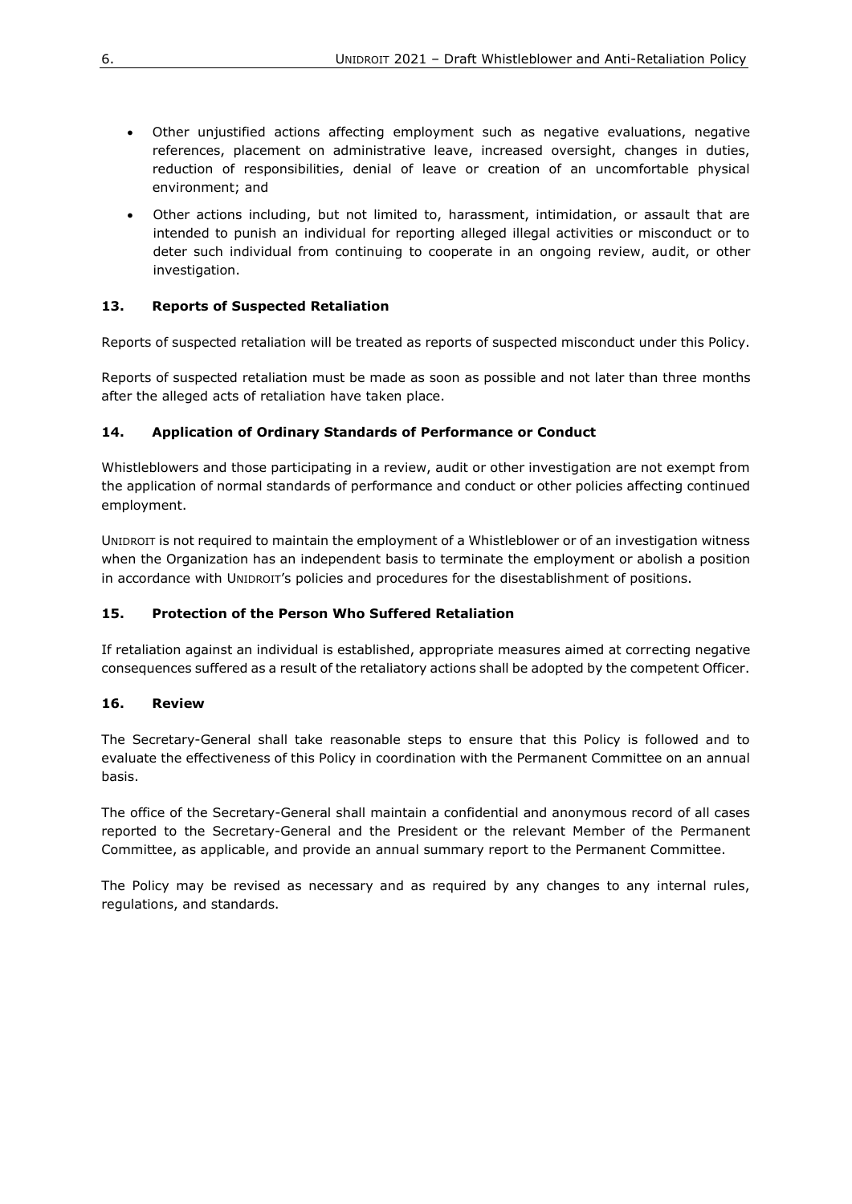- Other unjustified actions affecting employment such as negative evaluations, negative references, placement on administrative leave, increased oversight, changes in duties, reduction of responsibilities, denial of leave or creation of an uncomfortable physical environment; and
- Other actions including, but not limited to, harassment, intimidation, or assault that are intended to punish an individual for reporting alleged illegal activities or misconduct or to deter such individual from continuing to cooperate in an ongoing review, audit, or other investigation.

### 13. Reports of Suspected Retaliation

Reports of suspected retaliation will be treated as reports of suspected misconduct under this Policy.

Reports of suspected retaliation must be made as soon as possible and not later than three months after the alleged acts of retaliation have taken place.

### 14. Application of Ordinary Standards of Performance or Conduct

Whistleblowers and those participating in a review, audit or other investigation are not exempt from the application of normal standards of performance and conduct or other policies affecting continued employment.

UNIDROIT is not required to maintain the employment of a Whistleblower or of an investigation witness when the Organization has an independent basis to terminate the employment or abolish a position in accordance with UNIDROIT's policies and procedures for the disestablishment of positions.

### 15. Protection of the Person Who Suffered Retaliation

If retaliation against an individual is established, appropriate measures aimed at correcting negative consequences suffered as a result of the retaliatory actions shall be adopted by the competent Officer.

### 16. Review

The Secretary-General shall take reasonable steps to ensure that this Policy is followed and to evaluate the effectiveness of this Policy in coordination with the Permanent Committee on an annual basis.

The office of the Secretary-General shall maintain a confidential and anonymous record of all cases reported to the Secretary-General and the President or the relevant Member of the Permanent Committee, as applicable, and provide an annual summary report to the Permanent Committee.

The Policy may be revised as necessary and as required by any changes to any internal rules, regulations, and standards.